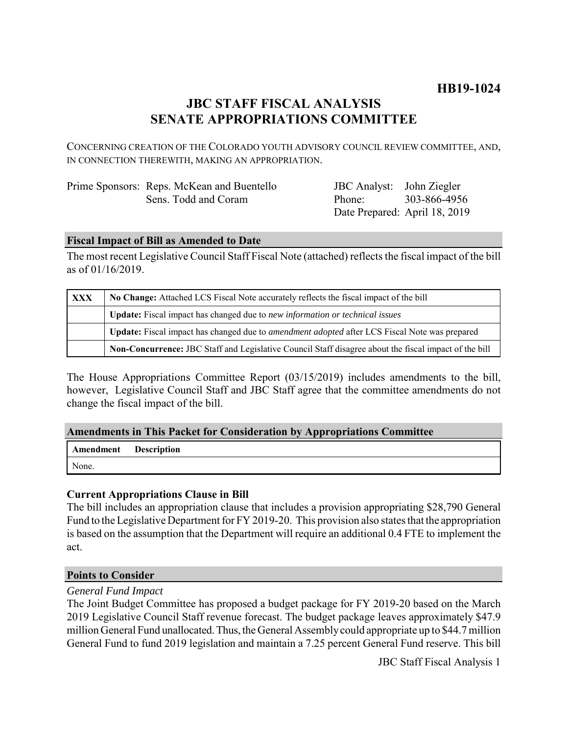**HB19-1024**

# JBC STAFF FISCAL ANALYSIS
# SENATE APPROPRIATIONS COMMITTEE

CONCERNING CREATION OF THE COLORADO YOUTH ADVISORY COUNCIL REVIEW COMMITTEE, AND, IN CONNECTION THEREWITH, MAKING AN APPROPRIATION.

| | | | |
|---|---|---|---|
| Prime Sponsors: | Reps. McKean and Buentello | JBC Analyst: | John Ziegler |
| | Sens. Todd and Coram | Phone: | 303-866-4956 |
| | | Date Prepared: | April 18, 2019 |

## Fiscal Impact of Bill as Amended to Date

The most recent Legislative Council Staff Fiscal Note (attached) reflects the fiscal impact of the bill as of 01/16/2019.

| | |
|---|---|
| XXX | **No Change:** Attached LCS Fiscal Note accurately reflects the fiscal impact of the bill |
| | **Update:** Fiscal impact has changed due to *new information or technical issues* |
| | **Update:** Fiscal impact has changed due to *amendment adopted* after LCS Fiscal Note was prepared |
| | **Non-Concurrence:** JBC Staff and Legislative Council Staff disagree about the fiscal impact of the bill |

The House Appropriations Committee Report (03/15/2019) includes amendments to the bill, however, Legislative Council Staff and JBC Staff agree that the committee amendments do not change the fiscal impact of the bill.

## Amendments in This Packet for Consideration by Appropriations Committee

| Amendment | Description |
|---|---|
| None. | |

### Current Appropriations Clause in Bill

The bill includes an appropriation clause that includes a provision appropriating $28,790 General Fund to the Legislative Department for FY 2019-20. This provision also states that the appropriation is based on the assumption that the Department will require an additional 0.4 FTE to implement the act.

## Points to Consider

*General Fund Impact*

The Joint Budget Committee has proposed a budget package for FY 2019-20 based on the March 2019 Legislative Council Staff revenue forecast. The budget package leaves approximately $47.9 million General Fund unallocated. Thus, the General Assembly could appropriate up to $44.7 million General Fund to fund 2019 legislation and maintain a 7.25 percent General Fund reserve. This bill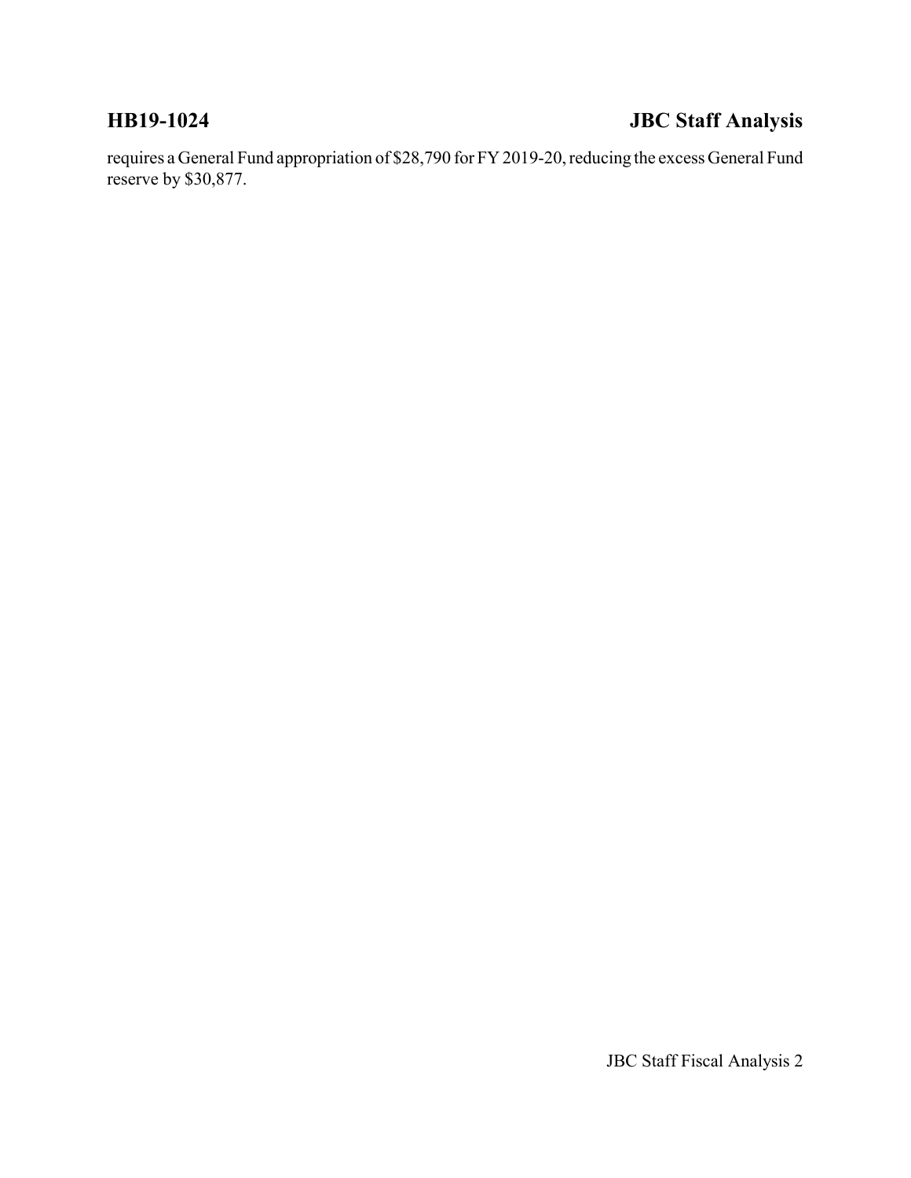requires a General Fund appropriation of $28,790 for FY 2019-20, reducing the excess General Fund reserve by $30,877.